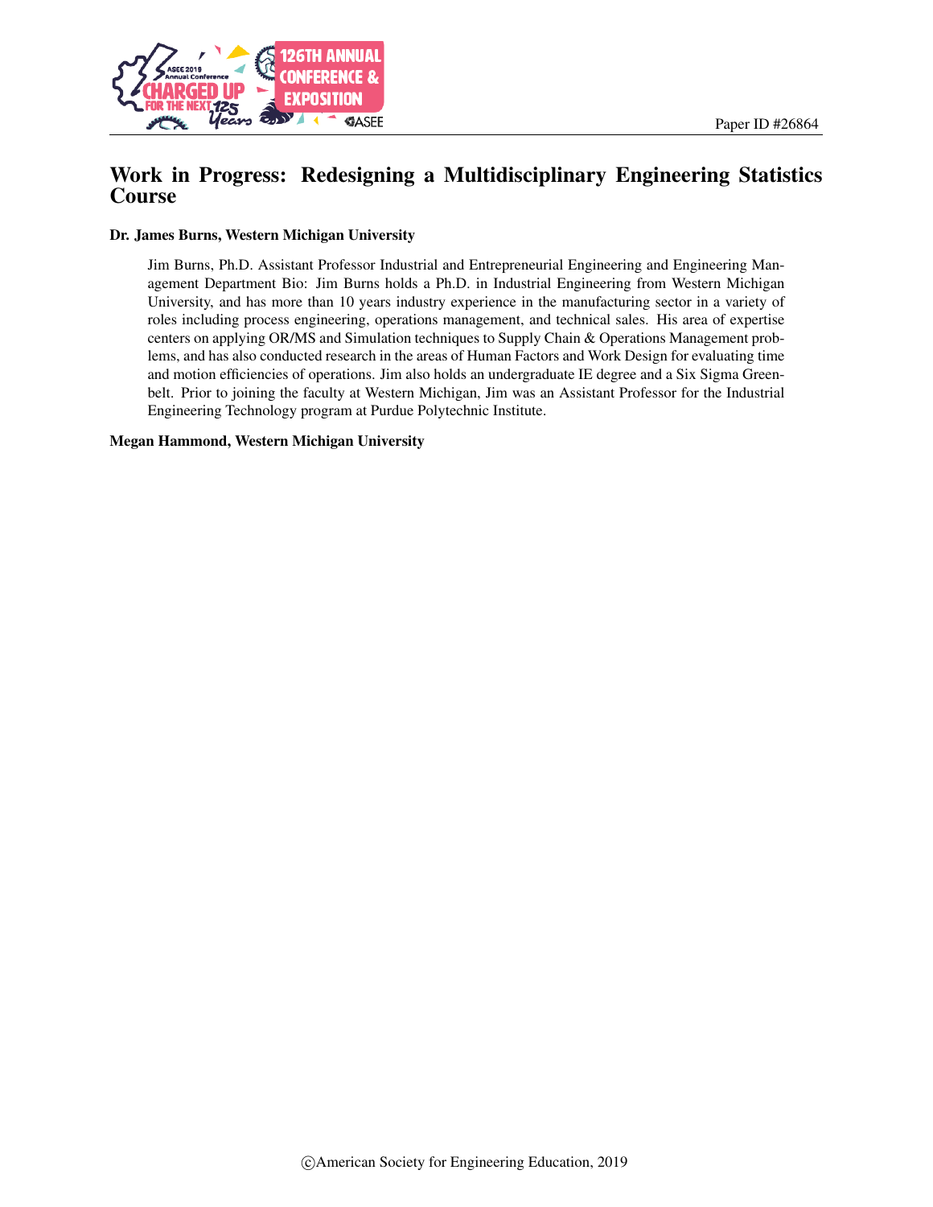Paper ID #26864

# Work in Progress: Redesigning a Multidisciplinary Engineering Statistics Course

**Dr. James Burns, Western Michigan University**

Jim Burns, Ph.D. Assistant Professor Industrial and Entrepreneurial Engineering and Engineering Management Department Bio: Jim Burns holds a Ph.D. in Industrial Engineering from Western Michigan University, and has more than 10 years industry experience in the manufacturing sector in a variety of roles including process engineering, operations management, and technical sales. His area of expertise centers on applying OR/MS and Simulation techniques to Supply Chain & Operations Management problems, and has also conducted research in the areas of Human Factors and Work Design for evaluating time and motion efficiencies of operations. Jim also holds an undergraduate IE degree and a Six Sigma Greenbelt. Prior to joining the faculty at Western Michigan, Jim was an Assistant Professor for the Industrial Engineering Technology program at Purdue Polytechnic Institute.

**Megan Hammond, Western Michigan University**

©American Society for Engineering Education, 2019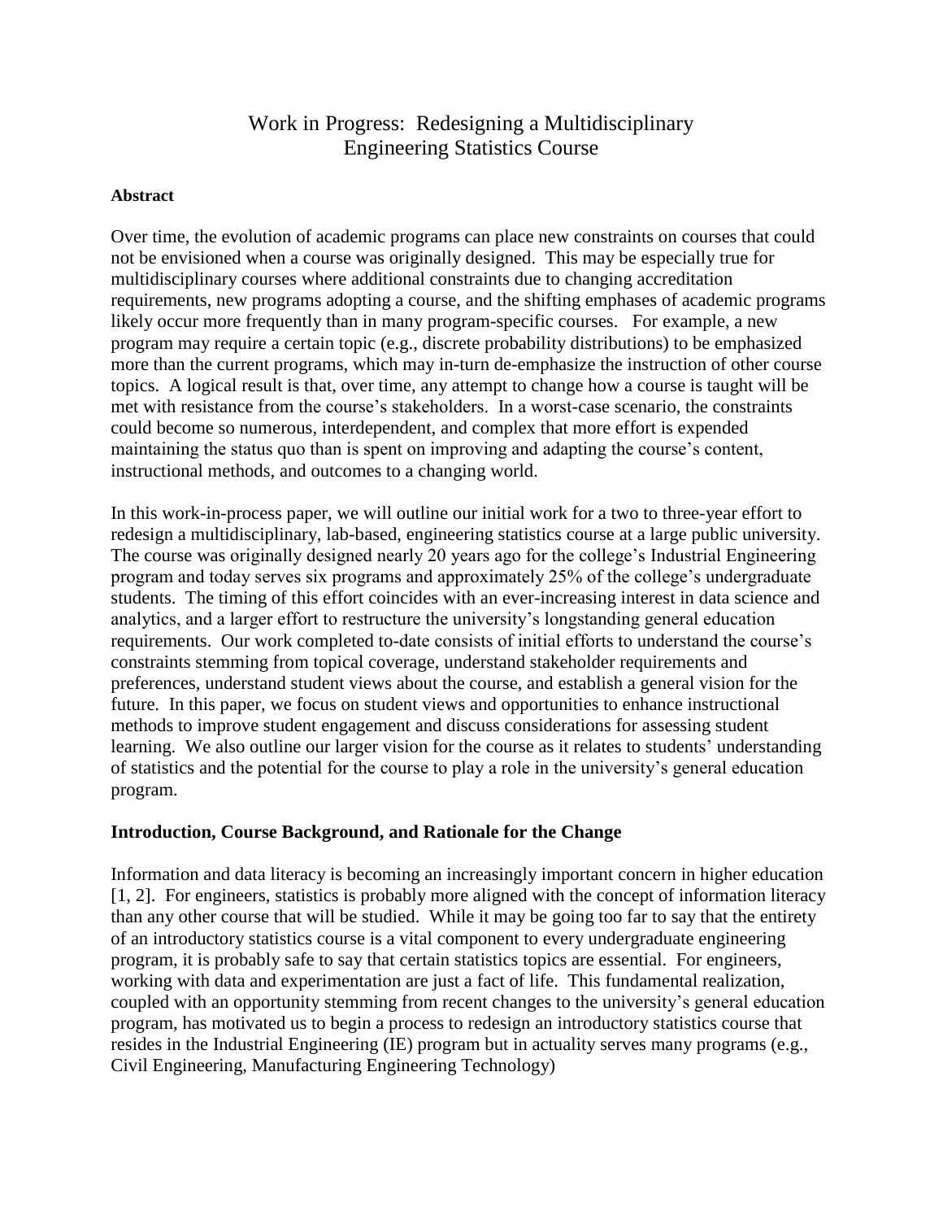# Work in Progress: Redesigning a Multidisciplinary Engineering Statistics Course

**Abstract**

Over time, the evolution of academic programs can place new constraints on courses that could not be envisioned when a course was originally designed. This may be especially true for multidisciplinary courses where additional constraints due to changing accreditation requirements, new programs adopting a course, and the shifting emphases of academic programs likely occur more frequently than in many program-specific courses. For example, a new program may require a certain topic (e.g., discrete probability distributions) to be emphasized more than the current programs, which may in-turn de-emphasize the instruction of other course topics. A logical result is that, over time, any attempt to change how a course is taught will be met with resistance from the course's stakeholders. In a worst-case scenario, the constraints could become so numerous, interdependent, and complex that more effort is expended maintaining the status quo than is spent on improving and adapting the course's content, instructional methods, and outcomes to a changing world.

In this work-in-process paper, we will outline our initial work for a two to three-year effort to redesign a multidisciplinary, lab-based, engineering statistics course at a large public university. The course was originally designed nearly 20 years ago for the college's Industrial Engineering program and today serves six programs and approximately 25% of the college's undergraduate students. The timing of this effort coincides with an ever-increasing interest in data science and analytics, and a larger effort to restructure the university's longstanding general education requirements. Our work completed to-date consists of initial efforts to understand the course's constraints stemming from topical coverage, understand stakeholder requirements and preferences, understand student views about the course, and establish a general vision for the future. In this paper, we focus on student views and opportunities to enhance instructional methods to improve student engagement and discuss considerations for assessing student learning. We also outline our larger vision for the course as it relates to students' understanding of statistics and the potential for the course to play a role in the university's general education program.

**Introduction, Course Background, and Rationale for the Change**

Information and data literacy is becoming an increasingly important concern in higher education [1, 2]. For engineers, statistics is probably more aligned with the concept of information literacy than any other course that will be studied. While it may be going too far to say that the entirety of an introductory statistics course is a vital component to every undergraduate engineering program, it is probably safe to say that certain statistics topics are essential. For engineers, working with data and experimentation are just a fact of life. This fundamental realization, coupled with an opportunity stemming from recent changes to the university's general education program, has motivated us to begin a process to redesign an introductory statistics course that resides in the Industrial Engineering (IE) program but in actuality serves many programs (e.g., Civil Engineering, Manufacturing Engineering Technology)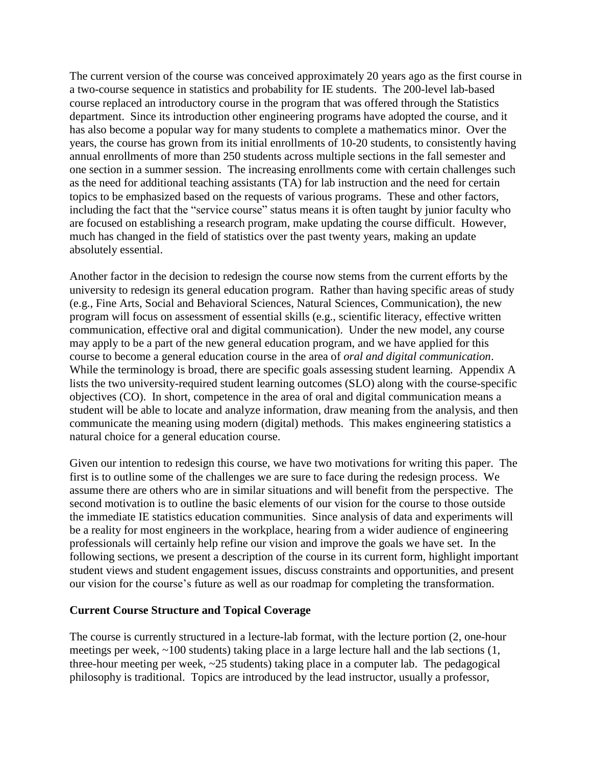The current version of the course was conceived approximately 20 years ago as the first course in a two-course sequence in statistics and probability for IE students. The 200-level lab-based course replaced an introductory course in the program that was offered through the Statistics department. Since its introduction other engineering programs have adopted the course, and it has also become a popular way for many students to complete a mathematics minor. Over the years, the course has grown from its initial enrollments of 10-20 students, to consistently having annual enrollments of more than 250 students across multiple sections in the fall semester and one section in a summer session. The increasing enrollments come with certain challenges such as the need for additional teaching assistants (TA) for lab instruction and the need for certain topics to be emphasized based on the requests of various programs. These and other factors, including the fact that the "service course" status means it is often taught by junior faculty who are focused on establishing a research program, make updating the course difficult. However, much has changed in the field of statistics over the past twenty years, making an update absolutely essential.

Another factor in the decision to redesign the course now stems from the current efforts by the university to redesign its general education program. Rather than having specific areas of study (e.g., Fine Arts, Social and Behavioral Sciences, Natural Sciences, Communication), the new program will focus on assessment of essential skills (e.g., scientific literacy, effective written communication, effective oral and digital communication). Under the new model, any course may apply to be a part of the new general education program, and we have applied for this course to become a general education course in the area of *oral and digital communication*. While the terminology is broad, there are specific goals assessing student learning. Appendix A lists the two university-required student learning outcomes (SLO) along with the course-specific objectives (CO). In short, competence in the area of oral and digital communication means a student will be able to locate and analyze information, draw meaning from the analysis, and then communicate the meaning using modern (digital) methods. This makes engineering statistics a natural choice for a general education course.

Given our intention to redesign this course, we have two motivations for writing this paper. The first is to outline some of the challenges we are sure to face during the redesign process. We assume there are others who are in similar situations and will benefit from the perspective. The second motivation is to outline the basic elements of our vision for the course to those outside the immediate IE statistics education communities. Since analysis of data and experiments will be a reality for most engineers in the workplace, hearing from a wider audience of engineering professionals will certainly help refine our vision and improve the goals we have set. In the following sections, we present a description of the course in its current form, highlight important student views and student engagement issues, discuss constraints and opportunities, and present our vision for the course's future as well as our roadmap for completing the transformation.

**Current Course Structure and Topical Coverage**

The course is currently structured in a lecture-lab format, with the lecture portion (2, one-hour meetings per week, ~100 students) taking place in a large lecture hall and the lab sections (1, three-hour meeting per week, ~25 students) taking place in a computer lab. The pedagogical philosophy is traditional. Topics are introduced by the lead instructor, usually a professor,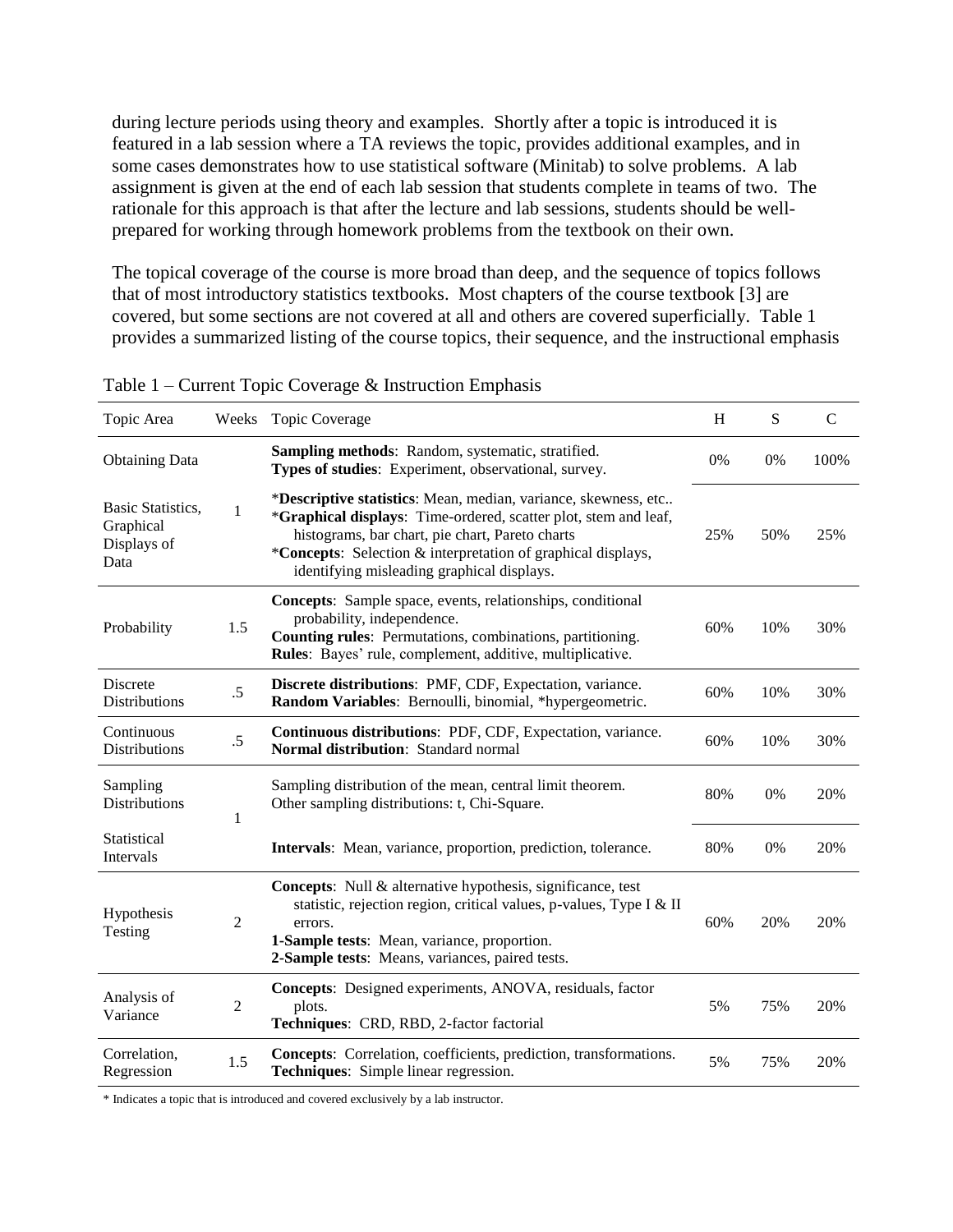during lecture periods using theory and examples. Shortly after a topic is introduced it is featured in a lab session where a TA reviews the topic, provides additional examples, and in some cases demonstrates how to use statistical software (Minitab) to solve problems. A lab assignment is given at the end of each lab session that students complete in teams of two. The rationale for this approach is that after the lecture and lab sessions, students should be well-prepared for working through homework problems from the textbook on their own.

The topical coverage of the course is more broad than deep, and the sequence of topics follows that of most introductory statistics textbooks. Most chapters of the course textbook [3] are covered, but some sections are not covered at all and others are covered superficially. Table 1 provides a summarized listing of the course topics, their sequence, and the instructional emphasis

Table 1 – Current Topic Coverage & Instruction Emphasis

| Topic Area | Weeks | Topic Coverage | H | S | C |
|---|---|---|---|---|---|
| Obtaining Data | | **Sampling methods**: Random, systematic, stratified.<br>**Types of studies**: Experiment, observational, survey. | 0% | 0% | 100% |
| Basic Statistics, Graphical Displays of Data | 1 | *__Descriptive statistics__: Mean, median, variance, skewness, etc..<br>*__Graphical displays__: Time-ordered, scatter plot, stem and leaf, histograms, bar chart, pie chart, Pareto charts<br>*__Concepts__: Selection & interpretation of graphical displays, identifying misleading graphical displays. | 25% | 50% | 25% |
| Probability | 1.5 | **Concepts**: Sample space, events, relationships, conditional probability, independence.<br>**Counting rules**: Permutations, combinations, partitioning.<br>**Rules**: Bayes' rule, complement, additive, multiplicative. | 60% | 10% | 30% |
| Discrete Distributions | .5 | **Discrete distributions**: PMF, CDF, Expectation, variance.<br>**Random Variables**: Bernoulli, binomial, *hypergeometric. | 60% | 10% | 30% |
| Continuous Distributions | .5 | **Continuous distributions**: PDF, CDF, Expectation, variance.<br>**Normal distribution**: Standard normal | 60% | 10% | 30% |
| Sampling Distributions | 1 | Sampling distribution of the mean, central limit theorem.<br>Other sampling distributions: t, Chi-Square. | 80% | 0% | 20% |
| Statistical Intervals | | **Intervals**: Mean, variance, proportion, prediction, tolerance. | 80% | 0% | 20% |
| Hypothesis Testing | 2 | **Concepts**: Null & alternative hypothesis, significance, test statistic, rejection region, critical values, p-values, Type I & II errors.<br>**1-Sample tests**: Mean, variance, proportion.<br>**2-Sample tests**: Means, variances, paired tests. | 60% | 20% | 20% |
| Analysis of Variance | 2 | **Concepts**: Designed experiments, ANOVA, residuals, factor plots.<br>**Techniques**: CRD, RBD, 2-factor factorial | 5% | 75% | 20% |
| Correlation, Regression | 1.5 | **Concepts**: Correlation, coefficients, prediction, transformations.<br>**Techniques**: Simple linear regression. | 5% | 75% | 20% |

* Indicates a topic that is introduced and covered exclusively by a lab instructor.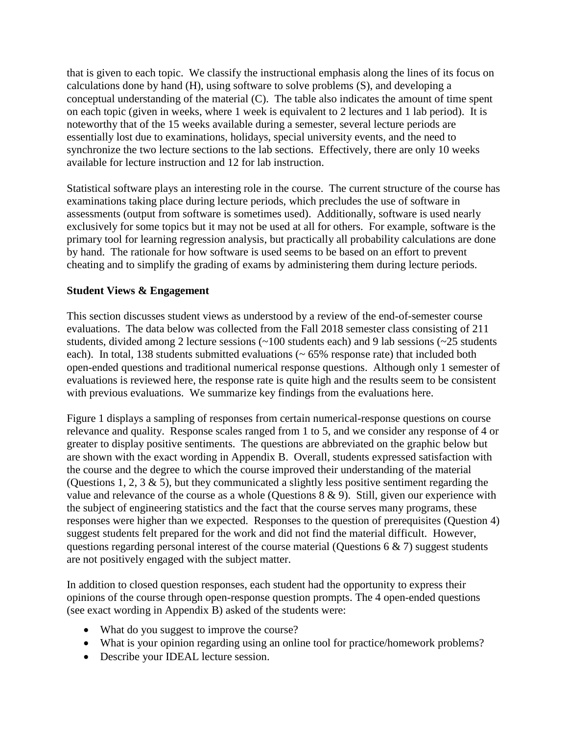that is given to each topic. We classify the instructional emphasis along the lines of its focus on calculations done by hand (H), using software to solve problems (S), and developing a conceptual understanding of the material (C). The table also indicates the amount of time spent on each topic (given in weeks, where 1 week is equivalent to 2 lectures and 1 lab period). It is noteworthy that of the 15 weeks available during a semester, several lecture periods are essentially lost due to examinations, holidays, special university events, and the need to synchronize the two lecture sections to the lab sections. Effectively, there are only 10 weeks available for lecture instruction and 12 for lab instruction.

Statistical software plays an interesting role in the course. The current structure of the course has examinations taking place during lecture periods, which precludes the use of software in assessments (output from software is sometimes used). Additionally, software is used nearly exclusively for some topics but it may not be used at all for others. For example, software is the primary tool for learning regression analysis, but practically all probability calculations are done by hand. The rationale for how software is used seems to be based on an effort to prevent cheating and to simplify the grading of exams by administering them during lecture periods.

**Student Views & Engagement**

This section discusses student views as understood by a review of the end-of-semester course evaluations. The data below was collected from the Fall 2018 semester class consisting of 211 students, divided among 2 lecture sessions (~100 students each) and 9 lab sessions (~25 students each). In total, 138 students submitted evaluations (~ 65% response rate) that included both open-ended questions and traditional numerical response questions. Although only 1 semester of evaluations is reviewed here, the response rate is quite high and the results seem to be consistent with previous evaluations. We summarize key findings from the evaluations here.

Figure 1 displays a sampling of responses from certain numerical-response questions on course relevance and quality. Response scales ranged from 1 to 5, and we consider any response of 4 or greater to display positive sentiments. The questions are abbreviated on the graphic below but are shown with the exact wording in Appendix B. Overall, students expressed satisfaction with the course and the degree to which the course improved their understanding of the material (Questions 1, 2, 3 & 5), but they communicated a slightly less positive sentiment regarding the value and relevance of the course as a whole (Questions 8 & 9). Still, given our experience with the subject of engineering statistics and the fact that the course serves many programs, these responses were higher than we expected. Responses to the question of prerequisites (Question 4) suggest students felt prepared for the work and did not find the material difficult. However, questions regarding personal interest of the course material (Questions 6 & 7) suggest students are not positively engaged with the subject matter.

In addition to closed question responses, each student had the opportunity to express their opinions of the course through open-response question prompts. The 4 open-ended questions (see exact wording in Appendix B) asked of the students were:

- What do you suggest to improve the course?
- What is your opinion regarding using an online tool for practice/homework problems?
- Describe your IDEAL lecture session.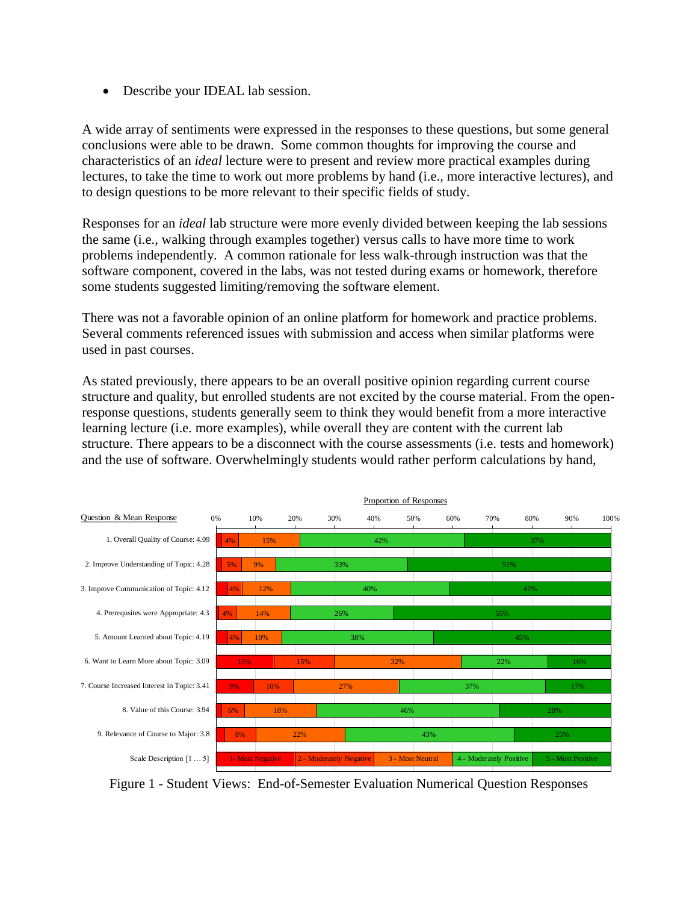- Describe your IDEAL lab session.

A wide array of sentiments were expressed in the responses to these questions, but some general conclusions were able to be drawn. Some common thoughts for improving the course and characteristics of an *ideal* lecture were to present and review more practical examples during lectures, to take the time to work out more problems by hand (i.e., more interactive lectures), and to design questions to be more relevant to their specific fields of study.

Responses for an *ideal* lab structure were more evenly divided between keeping the lab sessions the same (i.e., walking through examples together) versus calls to have more time to work problems independently. A common rationale for less walk-through instruction was that the software component, covered in the labs, was not tested during exams or homework, therefore some students suggested limiting/removing the software element.

There was not a favorable opinion of an online platform for homework and practice problems. Several comments referenced issues with submission and access when similar platforms were used in past courses.

As stated previously, there appears to be an overall positive opinion regarding current course structure and quality, but enrolled students are not excited by the course material. From the open-response questions, students generally seem to think they would benefit from a more interactive learning lecture (i.e. more examples), while overall they are content with the current lab structure. There appears to be a disconnect with the course assessments (i.e. tests and homework) and the use of software. Overwhelmingly students would rather perform calculations by hand,

Proportion of Responses

Question & Mean Response

0% 10% 20% 30% 40% 50% 60% 70% 80% 90% 100%

1. Overall Quality of Course: 4.09 — 4% 15% 42% 37%

2. Improve Understanding of Topic: 4.28 — 5% 9% 33% 51%

3. Improve Communication of Topic: 4.12 — 4% 12% 40% 41%

4. Prerequsites were Appropriate: 4.3 — 4% 14% 26% 55%

5. Amount Learned about Topic: 4.19 — 4% 10% 38% 45%

6. Want to Learn More about Topic: 3.09 — 15% 15% 32% 22% 16%

7. Course Increased Interest in Topic: 3.41 — 9% 10% 27% 37% 17%

8. Value of this Course: 3.94 — 6% 18% 46% 28%

9. Relevance of Course to Major: 3.8 — 8% 22% 43% 25%

Scale Description [1 … 5] — 1- Most Negative, 2 - Moderately Negative, 3 - Most Neutral, 4 - Moderately Positive, 5 - Most Positive

Figure 1 - Student Views: End-of-Semester Evaluation Numerical Question Responses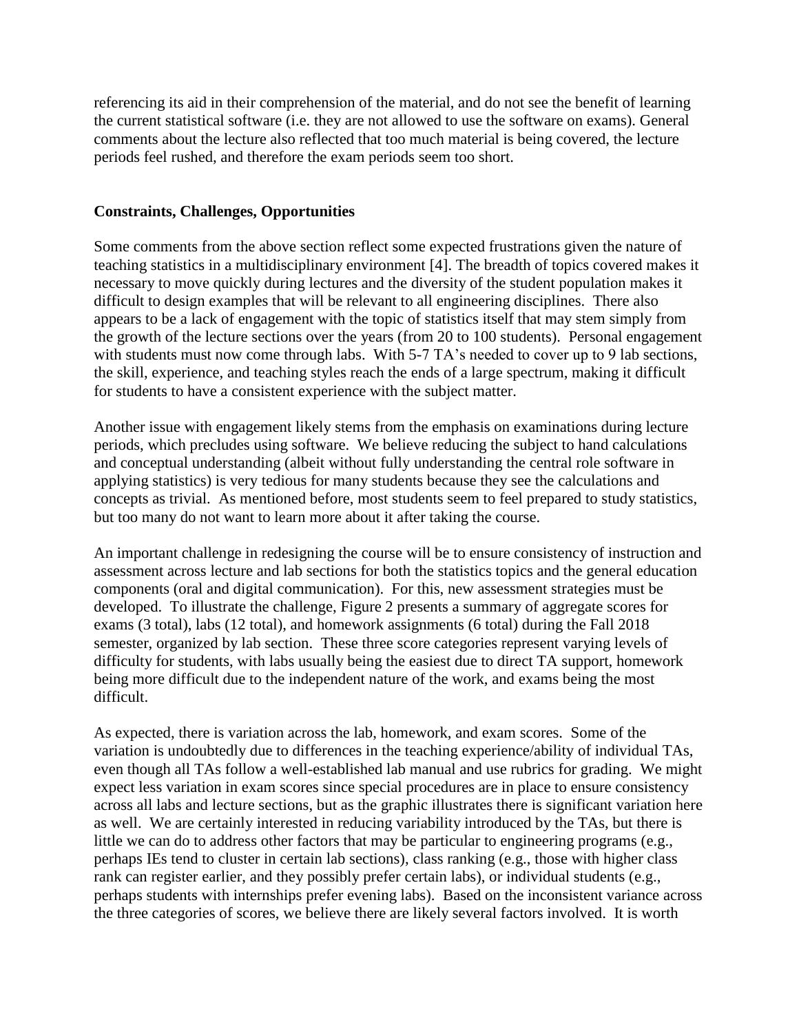referencing its aid in their comprehension of the material, and do not see the benefit of learning the current statistical software (i.e. they are not allowed to use the software on exams). General comments about the lecture also reflected that too much material is being covered, the lecture periods feel rushed, and therefore the exam periods seem too short.

**Constraints, Challenges, Opportunities**

Some comments from the above section reflect some expected frustrations given the nature of teaching statistics in a multidisciplinary environment [4]. The breadth of topics covered makes it necessary to move quickly during lectures and the diversity of the student population makes it difficult to design examples that will be relevant to all engineering disciplines. There also appears to be a lack of engagement with the topic of statistics itself that may stem simply from the growth of the lecture sections over the years (from 20 to 100 students). Personal engagement with students must now come through labs. With 5-7 TA's needed to cover up to 9 lab sections, the skill, experience, and teaching styles reach the ends of a large spectrum, making it difficult for students to have a consistent experience with the subject matter.

Another issue with engagement likely stems from the emphasis on examinations during lecture periods, which precludes using software. We believe reducing the subject to hand calculations and conceptual understanding (albeit without fully understanding the central role software in applying statistics) is very tedious for many students because they see the calculations and concepts as trivial. As mentioned before, most students seem to feel prepared to study statistics, but too many do not want to learn more about it after taking the course.

An important challenge in redesigning the course will be to ensure consistency of instruction and assessment across lecture and lab sections for both the statistics topics and the general education components (oral and digital communication). For this, new assessment strategies must be developed. To illustrate the challenge, Figure 2 presents a summary of aggregate scores for exams (3 total), labs (12 total), and homework assignments (6 total) during the Fall 2018 semester, organized by lab section. These three score categories represent varying levels of difficulty for students, with labs usually being the easiest due to direct TA support, homework being more difficult due to the independent nature of the work, and exams being the most difficult.

As expected, there is variation across the lab, homework, and exam scores. Some of the variation is undoubtedly due to differences in the teaching experience/ability of individual TAs, even though all TAs follow a well-established lab manual and use rubrics for grading. We might expect less variation in exam scores since special procedures are in place to ensure consistency across all labs and lecture sections, but as the graphic illustrates there is significant variation here as well. We are certainly interested in reducing variability introduced by the TAs, but there is little we can do to address other factors that may be particular to engineering programs (e.g., perhaps IEs tend to cluster in certain lab sections), class ranking (e.g., those with higher class rank can register earlier, and they possibly prefer certain labs), or individual students (e.g., perhaps students with internships prefer evening labs). Based on the inconsistent variance across the three categories of scores, we believe there are likely several factors involved. It is worth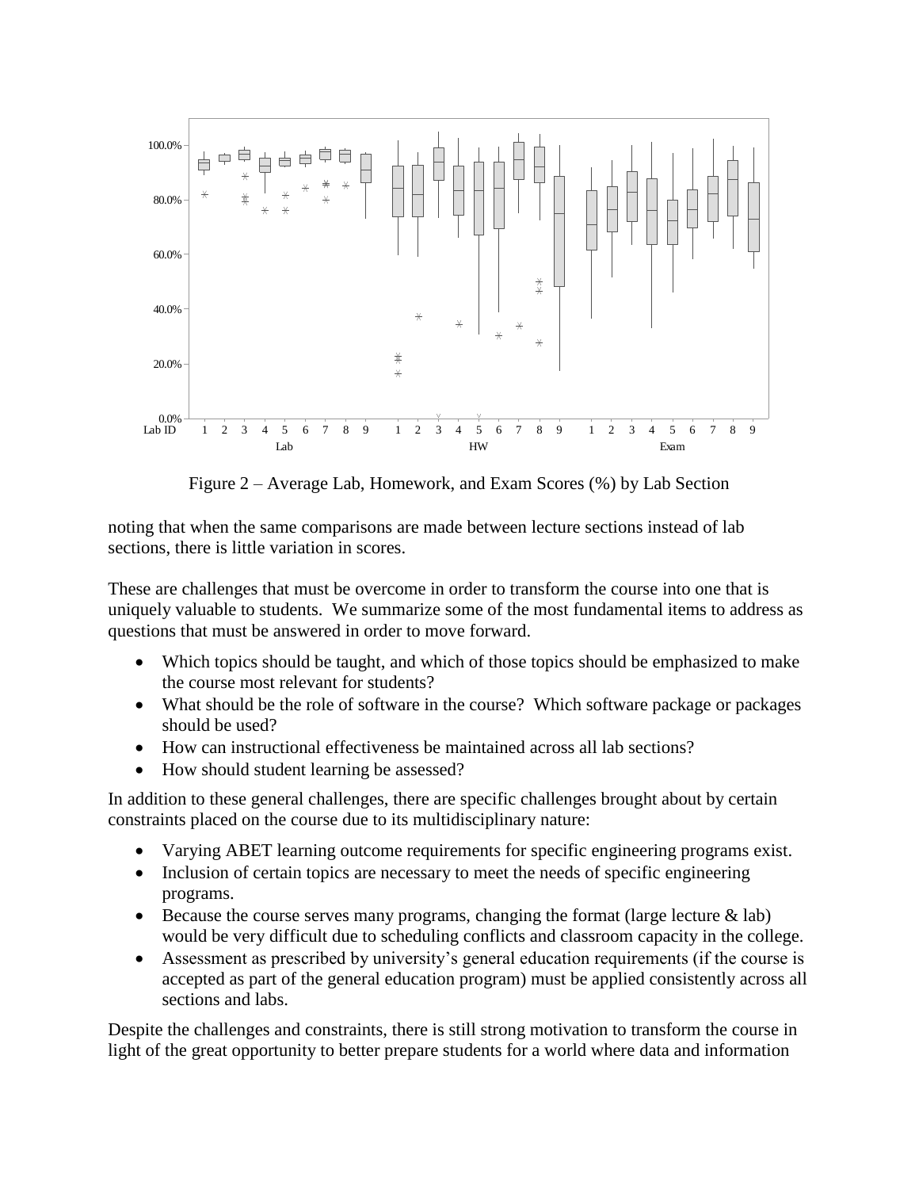100.0%
80.0%
60.0%
40.0%
20.0%
0.0%
Lab ID 1 2 3 4 5 6 7 8 9 1 2 3 4 5 6 7 8 9 1 2 3 4 5 6 7 8 9
Lab HW Exam

Figure 2 – Average Lab, Homework, and Exam Scores (%) by Lab Section

noting that when the same comparisons are made between lecture sections instead of lab sections, there is little variation in scores.

These are challenges that must be overcome in order to transform the course into one that is uniquely valuable to students. We summarize some of the most fundamental items to address as questions that must be answered in order to move forward.

- Which topics should be taught, and which of those topics should be emphasized to make the course most relevant for students?
- What should be the role of software in the course? Which software package or packages should be used?
- How can instructional effectiveness be maintained across all lab sections?
- How should student learning be assessed?

In addition to these general challenges, there are specific challenges brought about by certain constraints placed on the course due to its multidisciplinary nature:

- Varying ABET learning outcome requirements for specific engineering programs exist.
- Inclusion of certain topics are necessary to meet the needs of specific engineering programs.
- Because the course serves many programs, changing the format (large lecture & lab) would be very difficult due to scheduling conflicts and classroom capacity in the college.
- Assessment as prescribed by university's general education requirements (if the course is accepted as part of the general education program) must be applied consistently across all sections and labs.

Despite the challenges and constraints, there is still strong motivation to transform the course in light of the great opportunity to better prepare students for a world where data and information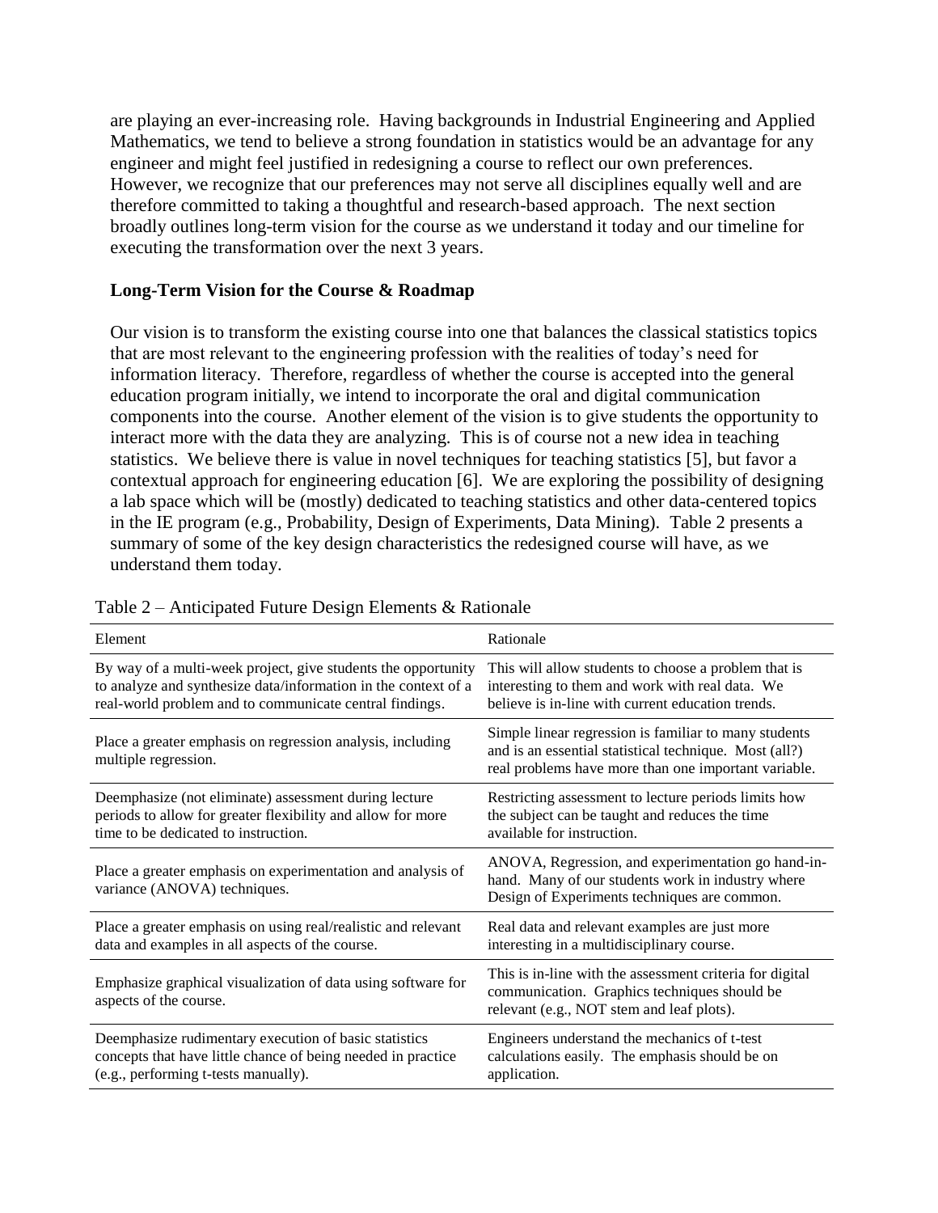are playing an ever-increasing role. Having backgrounds in Industrial Engineering and Applied Mathematics, we tend to believe a strong foundation in statistics would be an advantage for any engineer and might feel justified in redesigning a course to reflect our own preferences. However, we recognize that our preferences may not serve all disciplines equally well and are therefore committed to taking a thoughtful and research-based approach. The next section broadly outlines long-term vision for the course as we understand it today and our timeline for executing the transformation over the next 3 years.

## Long-Term Vision for the Course & Roadmap

Our vision is to transform the existing course into one that balances the classical statistics topics that are most relevant to the engineering profession with the realities of today's need for information literacy. Therefore, regardless of whether the course is accepted into the general education program initially, we intend to incorporate the oral and digital communication components into the course. Another element of the vision is to give students the opportunity to interact more with the data they are analyzing. This is of course not a new idea in teaching statistics. We believe there is value in novel techniques for teaching statistics [5], but favor a contextual approach for engineering education [6]. We are exploring the possibility of designing a lab space which will be (mostly) dedicated to teaching statistics and other data-centered topics in the IE program (e.g., Probability, Design of Experiments, Data Mining). Table 2 presents a summary of some of the key design characteristics the redesigned course will have, as we understand them today.

Table 2 – Anticipated Future Design Elements & Rationale

| Element | Rationale |
| --- | --- |
| By way of a multi-week project, give students the opportunity to analyze and synthesize data/information in the context of a real-world problem and to communicate central findings. | This will allow students to choose a problem that is interesting to them and work with real data. We believe is in-line with current education trends. |
| Place a greater emphasis on regression analysis, including multiple regression. | Simple linear regression is familiar to many students and is an essential statistical technique. Most (all?) real problems have more than one important variable. |
| Deemphasize (not eliminate) assessment during lecture periods to allow for greater flexibility and allow for more time to be dedicated to instruction. | Restricting assessment to lecture periods limits how the subject can be taught and reduces the time available for instruction. |
| Place a greater emphasis on experimentation and analysis of variance (ANOVA) techniques. | ANOVA, Regression, and experimentation go hand-in-hand. Many of our students work in industry where Design of Experiments techniques are common. |
| Place a greater emphasis on using real/realistic and relevant data and examples in all aspects of the course. | Real data and relevant examples are just more interesting in a multidisciplinary course. |
| Emphasize graphical visualization of data using software for aspects of the course. | This is in-line with the assessment criteria for digital communication. Graphics techniques should be relevant (e.g., NOT stem and leaf plots). |
| Deemphasize rudimentary execution of basic statistics concepts that have little chance of being needed in practice (e.g., performing t-tests manually). | Engineers understand the mechanics of t-test calculations easily. The emphasis should be on application. |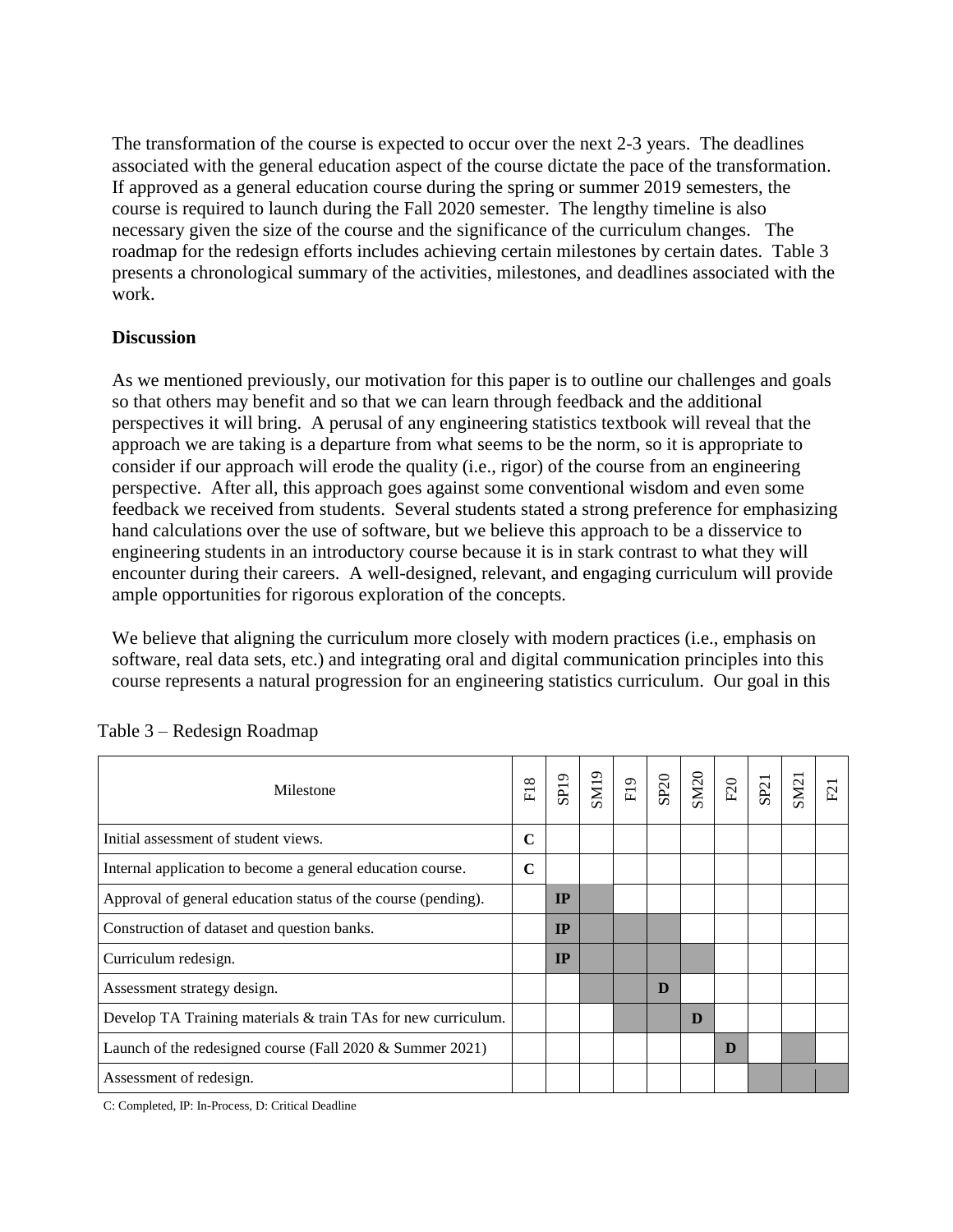The transformation of the course is expected to occur over the next 2-3 years. The deadlines associated with the general education aspect of the course dictate the pace of the transformation. If approved as a general education course during the spring or summer 2019 semesters, the course is required to launch during the Fall 2020 semester. The lengthy timeline is also necessary given the size of the course and the significance of the curriculum changes. The roadmap for the redesign efforts includes achieving certain milestones by certain dates. Table 3 presents a chronological summary of the activities, milestones, and deadlines associated with the work.

**Discussion**

As we mentioned previously, our motivation for this paper is to outline our challenges and goals so that others may benefit and so that we can learn through feedback and the additional perspectives it will bring. A perusal of any engineering statistics textbook will reveal that the approach we are taking is a departure from what seems to be the norm, so it is appropriate to consider if our approach will erode the quality (i.e., rigor) of the course from an engineering perspective. After all, this approach goes against some conventional wisdom and even some feedback we received from students. Several students stated a strong preference for emphasizing hand calculations over the use of software, but we believe this approach to be a disservice to engineering students in an introductory course because it is in stark contrast to what they will encounter during their careers. A well-designed, relevant, and engaging curriculum will provide ample opportunities for rigorous exploration of the concepts.

We believe that aligning the curriculum more closely with modern practices (i.e., emphasis on software, real data sets, etc.) and integrating oral and digital communication principles into this course represents a natural progression for an engineering statistics curriculum. Our goal in this

Table 3 – Redesign Roadmap

| Milestone | F18 | SP19 | SM19 | F19 | SP20 | SM20 | F20 | SP21 | SM21 | F21 |
|---|---|---|---|---|---|---|---|---|---|---|
| Initial assessment of student views. | **C** | | | | | | | | | |
| Internal application to become a general education course. | **C** | | | | | | | | | |
| Approval of general education status of the course (pending). | | **IP** | | | | | | | | |
| Construction of dataset and question banks. | | **IP** | | | | | | | | |
| Curriculum redesign. | | **IP** | | | | | | | | |
| Assessment strategy design. | | | | | **D** | | | | | |
| Develop TA Training materials & train TAs for new curriculum. | | | | | | **D** | | | | |
| Launch of the redesigned course (Fall 2020 & Summer 2021) | | | | | | | **D** | | | |
| Assessment of redesign. | | | | | | | | | | |

C: Completed, IP: In-Process, D: Critical Deadline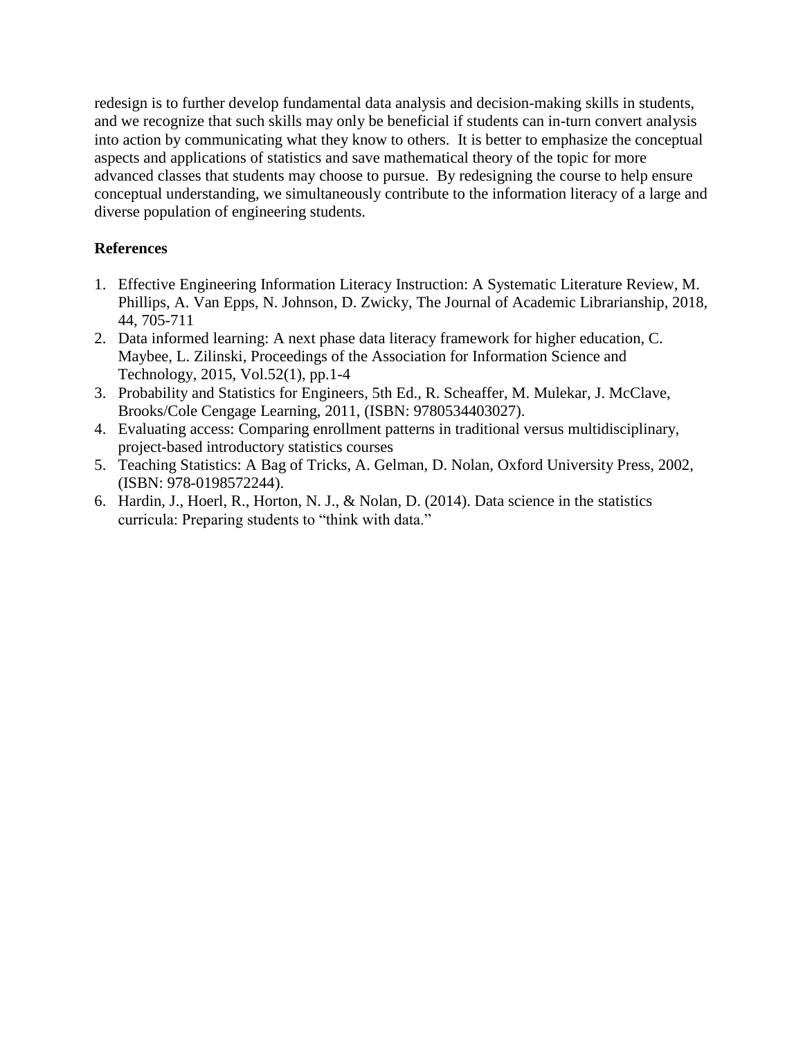redesign is to further develop fundamental data analysis and decision-making skills in students, and we recognize that such skills may only be beneficial if students can in-turn convert analysis into action by communicating what they know to others. It is better to emphasize the conceptual aspects and applications of statistics and save mathematical theory of the topic for more advanced classes that students may choose to pursue. By redesigning the course to help ensure conceptual understanding, we simultaneously contribute to the information literacy of a large and diverse population of engineering students.

**References**

1. Effective Engineering Information Literacy Instruction: A Systematic Literature Review, M. Phillips, A. Van Epps, N. Johnson, D. Zwicky, The Journal of Academic Librarianship, 2018, 44, 705-711
2. Data informed learning: A next phase data literacy framework for higher education, C. Maybee, L. Zilinski, Proceedings of the Association for Information Science and Technology, 2015, Vol.52(1), pp.1-4
3. Probability and Statistics for Engineers, 5th Ed., R. Scheaffer, M. Mulekar, J. McClave, Brooks/Cole Cengage Learning, 2011, (ISBN: 9780534403027).
4. Evaluating access: Comparing enrollment patterns in traditional versus multidisciplinary, project-based introductory statistics courses
5. Teaching Statistics: A Bag of Tricks, A. Gelman, D. Nolan, Oxford University Press, 2002, (ISBN: 978-0198572244).
6. Hardin, J., Hoerl, R., Horton, N. J., & Nolan, D. (2014). Data science in the statistics curricula: Preparing students to "think with data."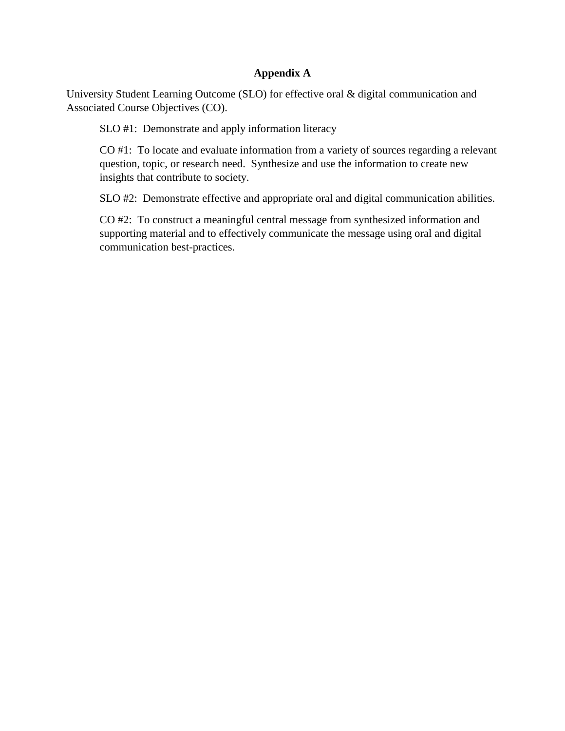# Appendix A

University Student Learning Outcome (SLO) for effective oral & digital communication and Associated Course Objectives (CO).

> SLO #1: Demonstrate and apply information literacy
>
> CO #1: To locate and evaluate information from a variety of sources regarding a relevant question, topic, or research need. Synthesize and use the information to create new insights that contribute to society.
>
> SLO #2: Demonstrate effective and appropriate oral and digital communication abilities.
>
> CO #2: To construct a meaningful central message from synthesized information and supporting material and to effectively communicate the message using oral and digital communication best-practices.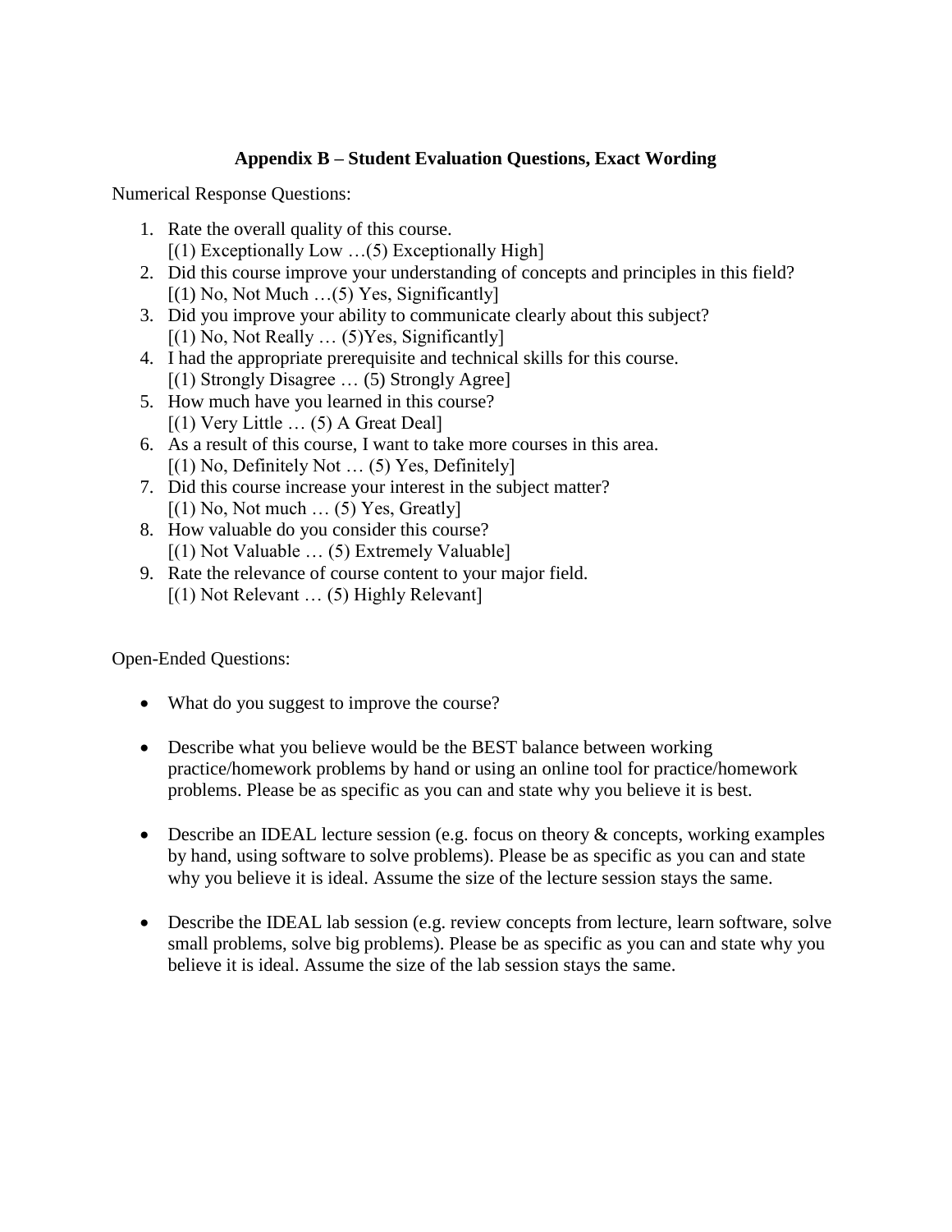**Appendix B – Student Evaluation Questions, Exact Wording**

Numerical Response Questions:

1. Rate the overall quality of this course.
   [(1) Exceptionally Low …(5) Exceptionally High]
2. Did this course improve your understanding of concepts and principles in this field?
   [(1) No, Not Much …(5) Yes, Significantly]
3. Did you improve your ability to communicate clearly about this subject?
   [(1) No, Not Really … (5)Yes, Significantly]
4. I had the appropriate prerequisite and technical skills for this course.
   [(1) Strongly Disagree … (5) Strongly Agree]
5. How much have you learned in this course?
   [(1) Very Little … (5) A Great Deal]
6. As a result of this course, I want to take more courses in this area.
   [(1) No, Definitely Not … (5) Yes, Definitely]
7. Did this course increase your interest in the subject matter?
   [(1) No, Not much … (5) Yes, Greatly]
8. How valuable do you consider this course?
   [(1) Not Valuable … (5) Extremely Valuable]
9. Rate the relevance of course content to your major field.
   [(1) Not Relevant … (5) Highly Relevant]

Open-Ended Questions:

- What do you suggest to improve the course?
- Describe what you believe would be the BEST balance between working practice/homework problems by hand or using an online tool for practice/homework problems. Please be as specific as you can and state why you believe it is best.
- Describe an IDEAL lecture session (e.g. focus on theory & concepts, working examples by hand, using software to solve problems). Please be as specific as you can and state why you believe it is ideal. Assume the size of the lecture session stays the same.
- Describe the IDEAL lab session (e.g. review concepts from lecture, learn software, solve small problems, solve big problems). Please be as specific as you can and state why you believe it is ideal. Assume the size of the lab session stays the same.